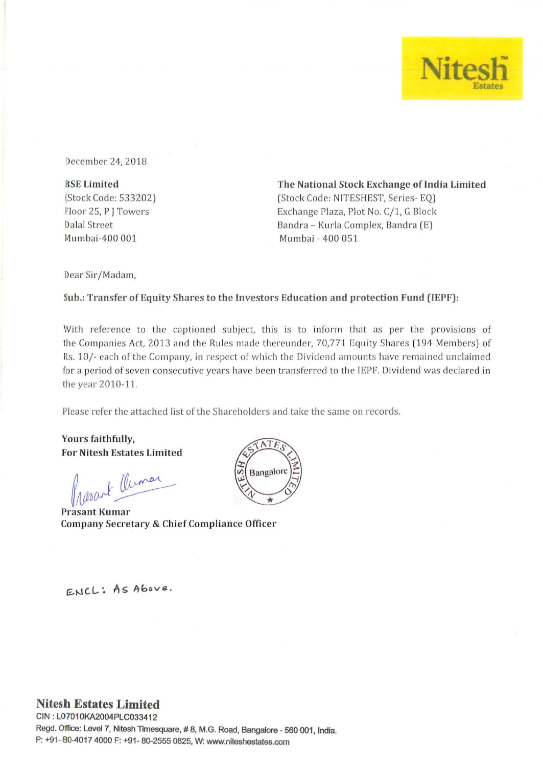Nitesh Estates

December 24, 2018

**BSE Limited**
(Stock Code: 533202)
Floor 25, P J Towers
Dalal Street
Mumbai-400 001

**The National Stock Exchange of India Limited**
(Stock Code: NITESHEST, Series- EQ)
Exchange Plaza, Plot No. C/1, G Block
Bandra – Kurla Complex, Bandra (E)
Mumbai - 400 051

Dear Sir/Madam,

**Sub.: Transfer of Equity Shares to the Investors Education and protection Fund (IEPF):**

With reference to the captioned subject, this is to inform that as per the provisions of the Companies Act, 2013 and the Rules made thereunder, 70,771 Equity Shares (194 Members) of Rs. 10/- each of the Company, in respect of which the Dividend amounts have remained unclaimed for a period of seven consecutive years have been transferred to the IEPF. Dividend was declared in the year 2010-11.

Please refer the attached list of the Shareholders and take the same on records.

**Yours faithfully,**
**For Nitesh Estates Limited**

**Prasant Kumar**
**Company Secretary & Chief Compliance Officer**

ENCL: As Above.

**Nitesh Estates Limited**
CIN : L07010KA2004PLC033412
Regd. Office: Level 7, Nitesh Timesquare, # 8, M.G. Road, Bangalore - 560 001, India.
P: +91- 80-4017 4000 F: +91- 80-2555 0825, W: www.niteshestates.com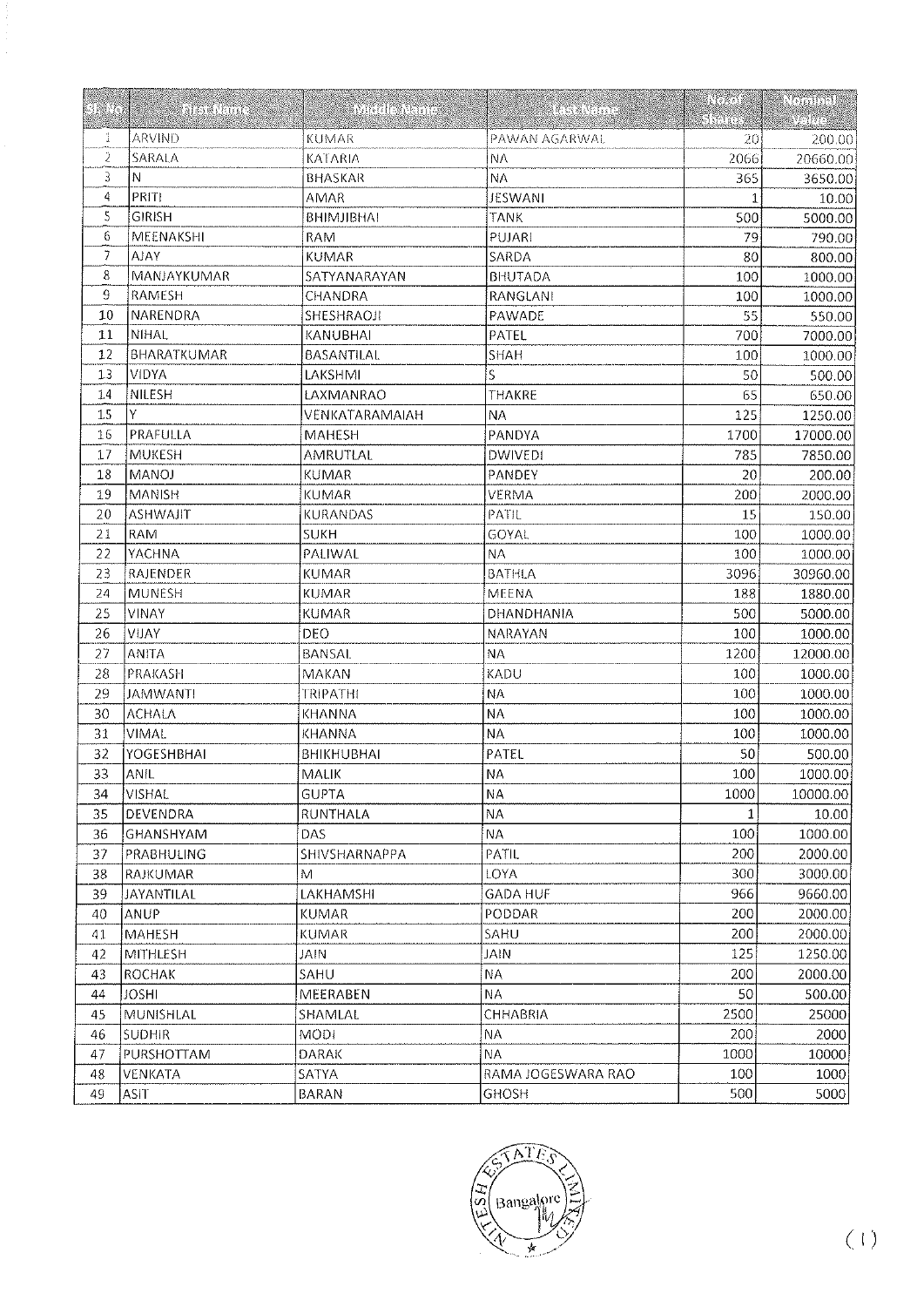| Sl. No | First Name | Middle Name | Last Name | No. of Shares | Nominal Value |
|---|---|---|---|---|---|
| 1 | ARVIND | KUMAR | PAWAN AGARWAL | 20 | 200.00 |
| 2 | SARALA | KATARIA | NA | 2066 | 20660.00 |
| 3 | N | BHASKAR | NA | 365 | 3650.00 |
| 4 | PRITI | AMAR | JESWANI | 1 | 10.00 |
| 5 | GIRISH | BHIMJIBHAI | TANK | 500 | 5000.00 |
| 6 | MEENAKSHI | RAM | PUJARI | 79 | 790.00 |
| 7 | AJAY | KUMAR | SARDA | 80 | 800.00 |
| 8 | MANJAYKUMAR | SATYANARAYAN | BHUTADA | 100 | 1000.00 |
| 9 | RAMESH | CHANDRA | RANGLANI | 100 | 1000.00 |
| 10 | NARENDRA | SHESHRAOJI | PAWADE | 55 | 550.00 |
| 11 | NIHAL | KANUBHAI | PATEL | 700 | 7000.00 |
| 12 | BHARATKUMAR | BASANTILAL | SHAH | 100 | 1000.00 |
| 13 | VIDYA | LAKSHMI | S | 50 | 500.00 |
| 14 | NILESH | LAXMANRAO | THAKRE | 65 | 650.00 |
| 15 | Y | VENKATARAMAIAH | NA | 125 | 1250.00 |
| 16 | PRAFULLA | MAHESH | PANDYA | 1700 | 17000.00 |
| 17 | MUKESH | AMRUTLAL | DWIVEDI | 785 | 7850.00 |
| 18 | MANOJ | KUMAR | PANDEY | 20 | 200.00 |
| 19 | MANISH | KUMAR | VERMA | 200 | 2000.00 |
| 20 | ASHWAJIT | KURANDAS | PATIL | 15 | 150.00 |
| 21 | RAM | SUKH | GOYAL | 100 | 1000.00 |
| 22 | YACHNA | PALIWAL | NA | 100 | 1000.00 |
| 23 | RAJENDER | KUMAR | BATHLA | 3096 | 30960.00 |
| 24 | MUNESH | KUMAR | MEENA | 188 | 1880.00 |
| 25 | VINAY | KUMAR | DHANDHANIA | 500 | 5000.00 |
| 26 | VIJAY | DEO | NARAYAN | 100 | 1000.00 |
| 27 | ANITA | BANSAL | NA | 1200 | 12000.00 |
| 28 | PRAKASH | MAKAN | KADU | 100 | 1000.00 |
| 29 | JAMWANTI | TRIPATHI | NA | 100 | 1000.00 |
| 30 | ACHALA | KHANNA | NA | 100 | 1000.00 |
| 31 | VIMAL | KHANNA | NA | 100 | 1000.00 |
| 32 | YOGESHBHAI | BHIKHUBHAI | PATEL | 50 | 500.00 |
| 33 | ANIL | MALIK | NA | 100 | 1000.00 |
| 34 | VISHAL | GUPTA | NA | 1000 | 10000.00 |
| 35 | DEVENDRA | RUNTHALA | NA | 1 | 10.00 |
| 36 | GHANSHYAM | DAS | NA | 100 | 1000.00 |
| 37 | PRABHULING | SHIVSHARNAPPA | PATIL | 200 | 2000.00 |
| 38 | RAJKUMAR | M | LOYA | 300 | 3000.00 |
| 39 | JAYANTILAL | LAKHAMSHI | GADA HUF | 966 | 9660.00 |
| 40 | ANUP | KUMAR | PODDAR | 200 | 2000.00 |
| 41 | MAHESH | KUMAR | SAHU | 200 | 2000.00 |
| 42 | MITHLESH | JAIN | JAIN | 125 | 1250.00 |
| 43 | ROCHAK | SAHU | NA | 200 | 2000.00 |
| 44 | JOSHI | MEERABEN | NA | 50 | 500.00 |
| 45 | MUNISHLAL | SHAMLAL | CHHABRIA | 2500 | 25000 |
| 46 | SUDHIR | MODI | NA | 200 | 2000 |
| 47 | PURSHOTTAM | DARAK | NA | 1000 | 10000 |
| 48 | VENKATA | SATYA | RAMA JOGESWARA RAO | 100 | 1000 |
| 49 | ASIT | BARAN | GHOSH | 500 | 5000 |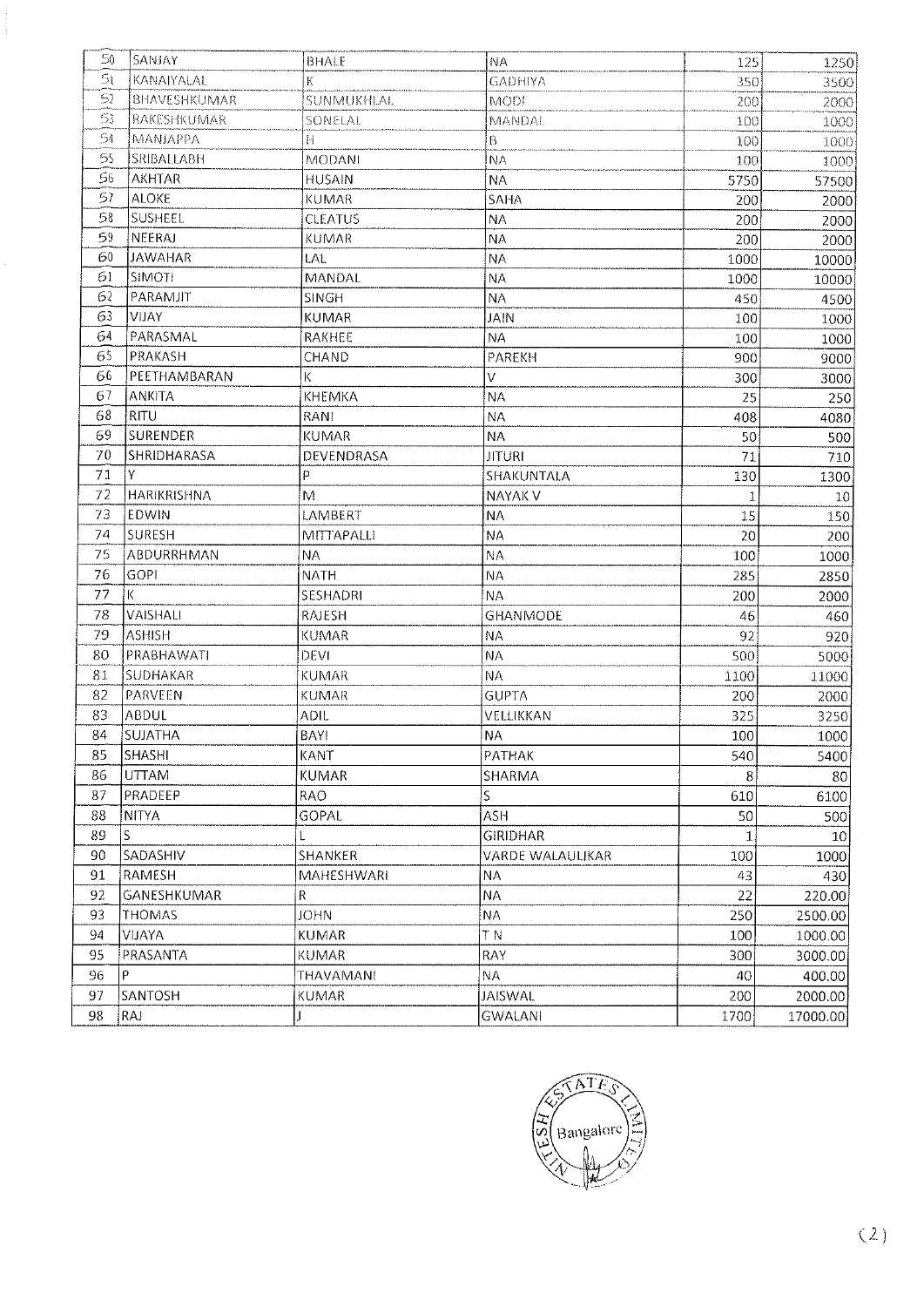| | | | | | |
|---|---|---|---|---|---|
| 50 | SANJAY | BHALE | NA | 125 | 1250 |
| 51 | KANAIYALAL | K | GADHIYA | 350 | 3500 |
| 52 | BHAVESHKUMAR | SUNMUKHLAL | MODI | 200 | 2000 |
| 53 | RAKESHKUMAR | SONELAL | MANDAL | 100 | 1000 |
| 54 | MANJAPPA | H | B | 100 | 1000 |
| 55 | SRIBALLABH | MODANI | NA | 100 | 1000 |
| 56 | AKHTAR | HUSAIN | NA | 5750 | 57500 |
| 57 | ALOKE | KUMAR | SAHA | 200 | 2000 |
| 58 | SUSHEEL | CLEATUS | NA | 200 | 2000 |
| 59 | NEERAJ | KUMAR | NA | 200 | 2000 |
| 60 | JAWAHAR | LAL | NA | 1000 | 10000 |
| 61 | SIMOTI | MANDAL | NA | 1000 | 10000 |
| 62 | PARAMJIT | SINGH | NA | 450 | 4500 |
| 63 | VIJAY | KUMAR | JAIN | 100 | 1000 |
| 64 | PARASMAL | RAKHEE | NA | 100 | 1000 |
| 65 | PRAKASH | CHAND | PAREKH | 900 | 9000 |
| 66 | PEETHAMBARAN | K | V | 300 | 3000 |
| 67 | ANKITA | KHEMKA | NA | 25 | 250 |
| 68 | RITU | RANI | NA | 408 | 4080 |
| 69 | SURENDER | KUMAR | NA | 50 | 500 |
| 70 | SHRIDHARASA | DEVENDRASA | JITURI | 71 | 710 |
| 71 | Y | P | SHAKUNTALA | 130 | 1300 |
| 72 | HARIKRISHNA | M | NAYAK V | 1 | 10 |
| 73 | EDWIN | LAMBERT | NA | 15 | 150 |
| 74 | SURESH | MITTAPALLI | NA | 20 | 200 |
| 75 | ABDURRHMAN | NA | NA | 100 | 1000 |
| 76 | GOPI | NATH | NA | 285 | 2850 |
| 77 | K | SESHADRI | NA | 200 | 2000 |
| 78 | VAISHALI | RAJESH | GHANMODE | 46 | 460 |
| 79 | ASHISH | KUMAR | NA | 92 | 920 |
| 80 | PRABHAWATI | DEVI | NA | 500 | 5000 |
| 81 | SUDHAKAR | KUMAR | NA | 1100 | 11000 |
| 82 | PARVEEN | KUMAR | GUPTA | 200 | 2000 |
| 83 | ABDUL | ADIL | VELLIKKAN | 325 | 3250 |
| 84 | SUJATHA | BAYI | NA | 100 | 1000 |
| 85 | SHASHI | KANT | PATHAK | 540 | 5400 |
| 86 | UTTAM | KUMAR | SHARMA | 8 | 80 |
| 87 | PRADEEP | RAO | S | 610 | 6100 |
| 88 | NITYA | GOPAL | ASH | 50 | 500 |
| 89 | S | L | GIRIDHAR | 1 | 10 |
| 90 | SADASHIV | SHANKER | VARDE WALAULIKAR | 100 | 1000 |
| 91 | RAMESH | MAHESHWARI | NA | 43 | 430 |
| 92 | GANESHKUMAR | R | NA | 22 | 220.00 |
| 93 | THOMAS | JOHN | NA | 250 | 2500.00 |
| 94 | VIJAYA | KUMAR | T N | 100 | 1000.00 |
| 95 | PRASANTA | KUMAR | RAY | 300 | 3000.00 |
| 96 | P | THAVAMANI | NA | 40 | 400.00 |
| 97 | SANTOSH | KUMAR | JAISWAL | 200 | 2000.00 |
| 98 | RAJ | J | GWALANI | 1700 | 17000.00 |

NITESH ESTATES LIMITED
Bangalore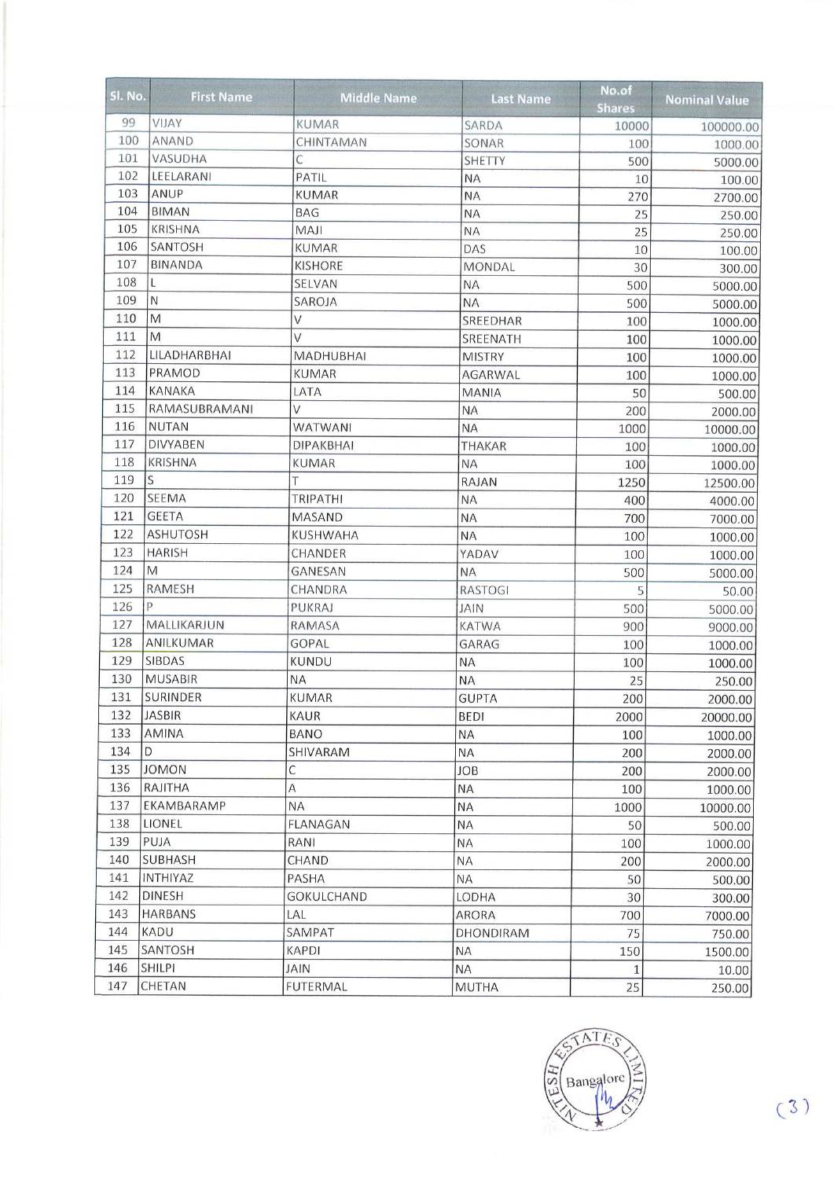| Sl. No. | First Name | Middle Name | Last Name | No.of Shares | Nominal Value |
|---|---|---|---|---|---|
| 99 | VIJAY | KUMAR | SARDA | 10000 | 100000.00 |
| 100 | ANAND | CHINTAMAN | SONAR | 100 | 1000.00 |
| 101 | VASUDHA | C | SHETTY | 500 | 5000.00 |
| 102 | LEELARANI | PATIL | NA | 10 | 100.00 |
| 103 | ANUP | KUMAR | NA | 270 | 2700.00 |
| 104 | BIMAN | BAG | NA | 25 | 250.00 |
| 105 | KRISHNA | MAJI | NA | 25 | 250.00 |
| 106 | SANTOSH | KUMAR | DAS | 10 | 100.00 |
| 107 | BINANDA | KISHORE | MONDAL | 30 | 300.00 |
| 108 | L | SELVAN | NA | 500 | 5000.00 |
| 109 | N | SAROJA | NA | 500 | 5000.00 |
| 110 | M | V | SREEDHAR | 100 | 1000.00 |
| 111 | M | V | SREENATH | 100 | 1000.00 |
| 112 | LILADHARBHAI | MADHUBHAI | MISTRY | 100 | 1000.00 |
| 113 | PRAMOD | KUMAR | AGARWAL | 100 | 1000.00 |
| 114 | KANAKA | LATA | MANIA | 50 | 500.00 |
| 115 | RAMASUBRAMANI | V | NA | 200 | 2000.00 |
| 116 | NUTAN | WATWANI | NA | 1000 | 10000.00 |
| 117 | DIVYABEN | DIPAKBHAI | THAKAR | 100 | 1000.00 |
| 118 | KRISHNA | KUMAR | NA | 100 | 1000.00 |
| 119 | S | T | RAJAN | 1250 | 12500.00 |
| 120 | SEEMA | TRIPATHI | NA | 400 | 4000.00 |
| 121 | GEETA | MASAND | NA | 700 | 7000.00 |
| 122 | ASHUTOSH | KUSHWAHA | NA | 100 | 1000.00 |
| 123 | HARISH | CHANDER | YADAV | 100 | 1000.00 |
| 124 | M | GANESAN | NA | 500 | 5000.00 |
| 125 | RAMESH | CHANDRA | RASTOGI | 5 | 50.00 |
| 126 | P | PUKRAJ | JAIN | 500 | 5000.00 |
| 127 | MALLIKARJUN | RAMASA | KATWA | 900 | 9000.00 |
| 128 | ANILKUMAR | GOPAL | GARAG | 100 | 1000.00 |
| 129 | SIBDAS | KUNDU | NA | 100 | 1000.00 |
| 130 | MUSABIR | NA | NA | 25 | 250.00 |
| 131 | SURINDER | KUMAR | GUPTA | 200 | 2000.00 |
| 132 | JASBIR | KAUR | BEDI | 2000 | 20000.00 |
| 133 | AMINA | BANO | NA | 100 | 1000.00 |
| 134 | D | SHIVARAM | NA | 200 | 2000.00 |
| 135 | JOMON | C | JOB | 200 | 2000.00 |
| 136 | RAJITHA | A | NA | 100 | 1000.00 |
| 137 | EKAMBARAMP | NA | NA | 1000 | 10000.00 |
| 138 | LIONEL | FLANAGAN | NA | 50 | 500.00 |
| 139 | PUJA | RANI | NA | 100 | 1000.00 |
| 140 | SUBHASH | CHAND | NA | 200 | 2000.00 |
| 141 | INTHIYAZ | PASHA | NA | 50 | 500.00 |
| 142 | DINESH | GOKULCHAND | LODHA | 30 | 300.00 |
| 143 | HARBANS | LAL | ARORA | 700 | 7000.00 |
| 144 | KADU | SAMPAT | DHONDIRAM | 75 | 750.00 |
| 145 | SANTOSH | KAPDI | NA | 150 | 1500.00 |
| 146 | SHILPI | JAIN | NA | 1 | 10.00 |
| 147 | CHETAN | FUTERMAL | MUTHA | 25 | 250.00 |

NITESH ESTATES LIMITED
Bangalore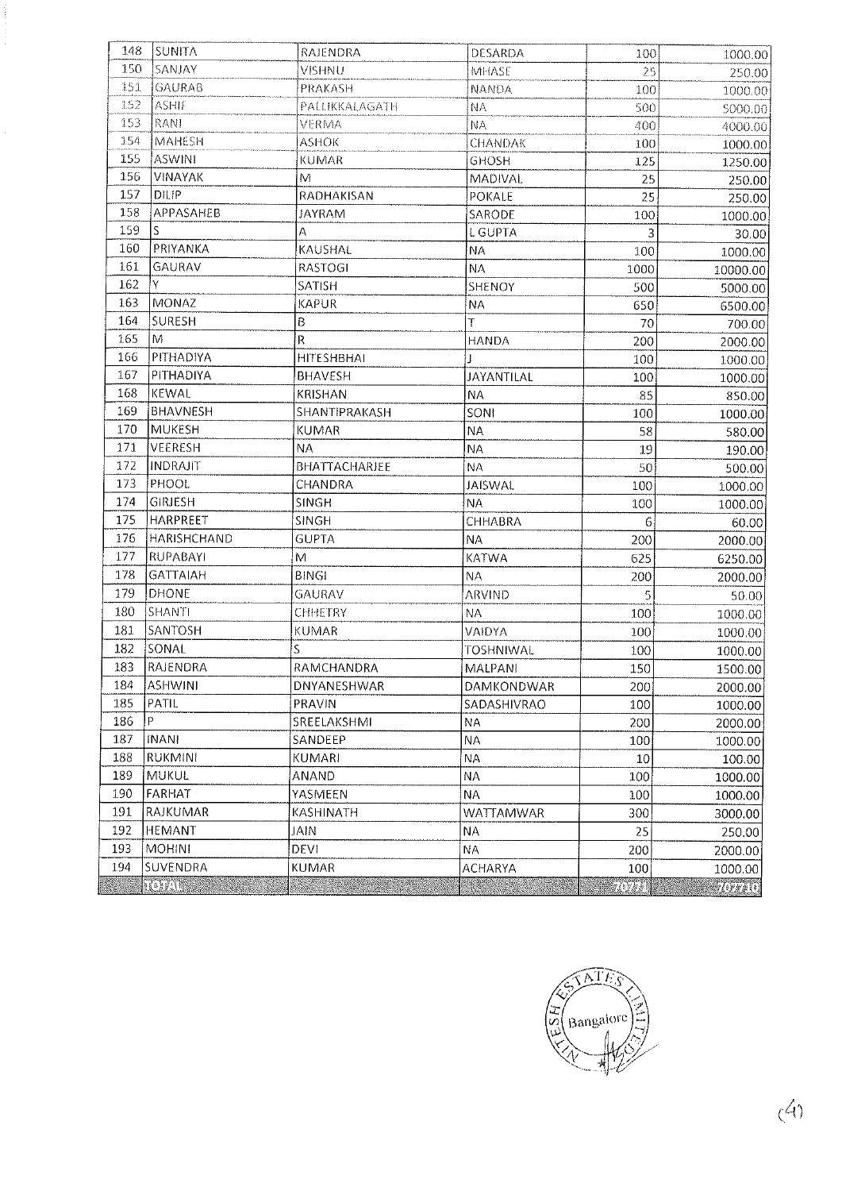| | | | | | |
|---|---|---|---|---|---|
| 148 | SUNITA | RAJENDRA | DESARDA | 100 | 1000.00 |
| 150 | SANJAY | VISHNU | MHASE | 25 | 250.00 |
| 151 | GAURAB | PRAKASH | NANDA | 100 | 1000.00 |
| 152 | ASHIF | PALLIKKALAGATH | NA | 500 | 5000.00 |
| 153 | RANI | VERMA | NA | 400 | 4000.00 |
| 154 | MAHESH | ASHOK | CHANDAK | 100 | 1000.00 |
| 155 | ASWINI | KUMAR | GHOSH | 125 | 1250.00 |
| 156 | VINAYAK | M | MADIVAL | 25 | 250.00 |
| 157 | DILIP | RADHAKISAN | POKALE | 25 | 250.00 |
| 158 | APPASAHEB | JAYRAM | SARODE | 100 | 1000.00 |
| 159 | S | A | L GUPTA | 3 | 30.00 |
| 160 | PRIYANKA | KAUSHAL | NA | 100 | 1000.00 |
| 161 | GAURAV | RASTOGI | NA | 1000 | 10000.00 |
| 162 | Y | SATISH | SHENOY | 500 | 5000.00 |
| 163 | MONAZ | KAPUR | NA | 650 | 6500.00 |
| 164 | SURESH | B | T | 70 | 700.00 |
| 165 | M | R | HANDA | 200 | 2000.00 |
| 166 | PITHADIYA | HITESHBHAI | J | 100 | 1000.00 |
| 167 | PITHADIYA | BHAVESH | JAYANTILAL | 100 | 1000.00 |
| 168 | KEWAL | KRISHAN | NA | 85 | 850.00 |
| 169 | BHAVNESH | SHANTIPRAKASH | SONI | 100 | 1000.00 |
| 170 | MUKESH | KUMAR | NA | 58 | 580.00 |
| 171 | VEERESH | NA | NA | 19 | 190.00 |
| 172 | INDRAJIT | BHATTACHARJEE | NA | 50 | 500.00 |
| 173 | PHOOL | CHANDRA | JAISWAL | 100 | 1000.00 |
| 174 | GIRJESH | SINGH | NA | 100 | 1000.00 |
| 175 | HARPREET | SINGH | CHHABRA | 6 | 60.00 |
| 176 | HARISHCHAND | GUPTA | NA | 200 | 2000.00 |
| 177 | RUPABAYI | M | KATWA | 625 | 6250.00 |
| 178 | GATTAIAH | BINGI | NA | 200 | 2000.00 |
| 179 | DHONE | GAURAV | ARVIND | 5 | 50.00 |
| 180 | SHANTI | CHHETRY | NA | 100 | 1000.00 |
| 181 | SANTOSH | KUMAR | VAIDYA | 100 | 1000.00 |
| 182 | SONAL | S | TOSHNIWAL | 100 | 1000.00 |
| 183 | RAJENDRA | RAMCHANDRA | MALPANI | 150 | 1500.00 |
| 184 | ASHWINI | DNYANESHWAR | DAMKONDWAR | 200 | 2000.00 |
| 185 | PATIL | PRAVIN | SADASHIVRAO | 100 | 1000.00 |
| 186 | P | SREELAKSHMI | NA | 200 | 2000.00 |
| 187 | INANI | SANDEEP | NA | 100 | 1000.00 |
| 188 | RUKMINI | KUMARI | NA | 10 | 100.00 |
| 189 | MUKUL | ANAND | NA | 100 | 1000.00 |
| 190 | FARHAT | YASMEEN | NA | 100 | 1000.00 |
| 191 | RAJKUMAR | KASHINATH | WATTAMWAR | 300 | 3000.00 |
| 192 | HEMANT | JAIN | NA | 25 | 250.00 |
| 193 | MOHINI | DEVI | NA | 200 | 2000.00 |
| 194 | SUVENDRA | KUMAR | ACHARYA | 100 | 1000.00 |
| | TOTAL | | | 70771 | 707710 |